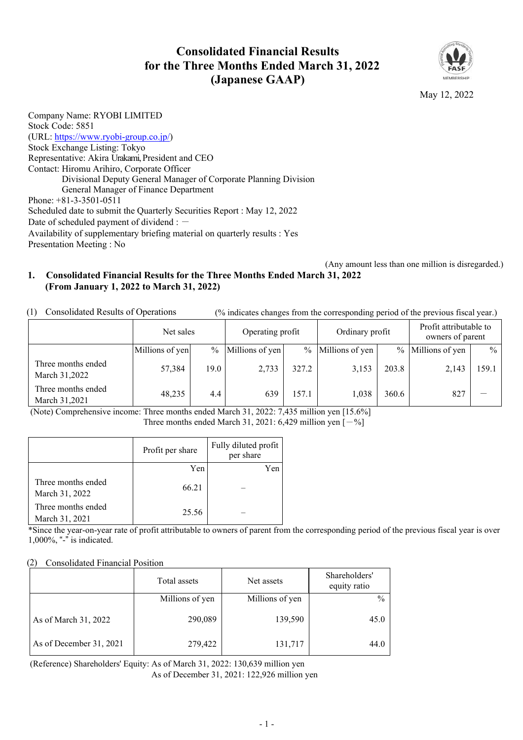# Consolidated Financial Results for the Three Months Ended March 31, 2022 (Japanese GAAP)

May 12, 2022

Company Name: RYOBI LIMITED
Stock Code: 5851
(URL: https://www.ryobi-group.co.jp/)
Stock Exchange Listing: Tokyo
Representative: Akira Urakami, President and CEO
Contact: Hiromu Arihiro, Corporate Officer
Divisional Deputy General Manager of Corporate Planning Division
General Manager of Finance Department
Phone: +81-3-3501-0511
Scheduled date to submit the Quarterly Securities Report : May 12, 2022
Date of scheduled payment of dividend : －
Availability of supplementary briefing material on quarterly results : Yes
Presentation Meeting : No

(Any amount less than one million is disregarded.)

## 1. Consolidated Financial Results for the Three Months Ended March 31, 2022 (From January 1, 2022 to March 31, 2022)

(1) Consolidated Results of Operations (% indicates changes from the corresponding period of the previous fiscal year.)

| | Net sales | | Operating profit | | Ordinary profit | | Profit attributable to owners of parent | |
|---|---|---|---|---|---|---|---|---|
| | Millions of yen | % | Millions of yen | % | Millions of yen | % | Millions of yen | % |
| Three months ended March 31,2022 | 57,384 | 19.0 | 2,733 | 327.2 | 3,153 | 203.8 | 2,143 | 159.1 |
| Three months ended March 31,2021 | 48,235 | 4.4 | 639 | 157.1 | 1,038 | 360.6 | 827 | － |

(Note) Comprehensive income: Three months ended March 31, 2022: 7,435 million yen [15.6%]
Three months ended March 31, 2021: 6,429 million yen [－%]

| | Profit per share | Fully diluted profit per share |
|---|---|---|
| | Yen | Yen |
| Three months ended March 31, 2022 | 66.21 | – |
| Three months ended March 31, 2021 | 25.56 | – |

*Since the year-on-year rate of profit attributable to owners of parent from the corresponding period of the previous fiscal year is over 1,000%, "-" is indicated.

(2) Consolidated Financial Position

| | Total assets | Net assets | Shareholders' equity ratio |
|---|---|---|---|
| | Millions of yen | Millions of yen | % |
| As of March 31, 2022 | 290,089 | 139,590 | 45.0 |
| As of December 31, 2021 | 279,422 | 131,717 | 44.0 |

(Reference) Shareholders' Equity: As of March 31, 2022: 130,639 million yen
As of December 31, 2021: 122,926 million yen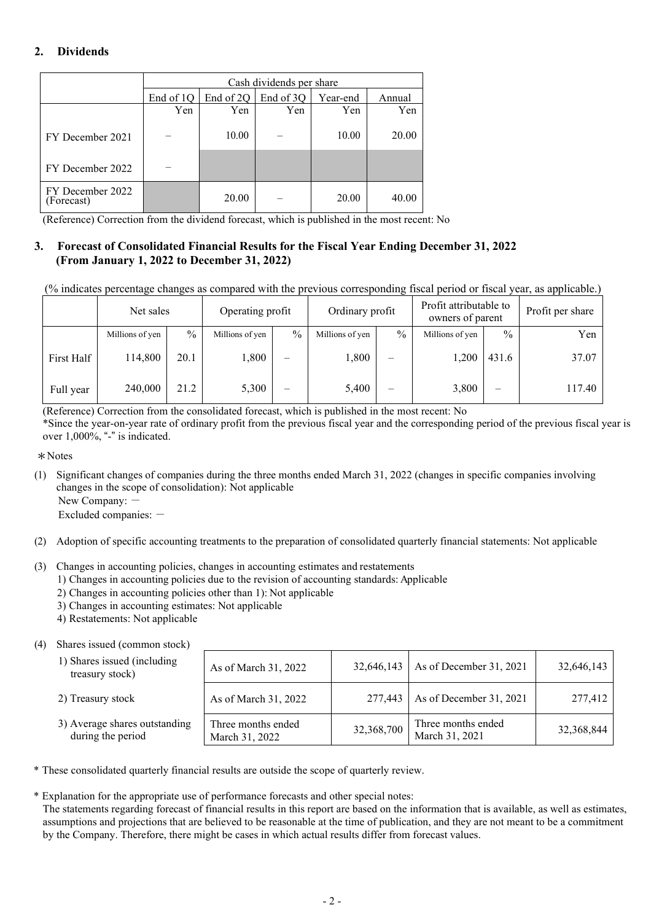## 2. Dividends

| | Cash dividends per share | | | | |
|---|---|---|---|---|---|
| | End of 1Q | End of 2Q | End of 3Q | Year-end | Annual |
| | Yen | Yen | Yen | Yen | Yen |
| FY December 2021 | – | 10.00 | – | 10.00 | 20.00 |
| FY December 2022 | – | | | | |
| FY December 2022 (Forecast) | | 20.00 | – | 20.00 | 40.00 |

(Reference) Correction from the dividend forecast, which is published in the most recent: No

## 3. Forecast of Consolidated Financial Results for the Fiscal Year Ending December 31, 2022 (From January 1, 2022 to December 31, 2022)

(% indicates percentage changes as compared with the previous corresponding fiscal period or fiscal year, as applicable.)

| | Net sales | | Operating profit | | Ordinary profit | | Profit attributable to owners of parent | | Profit per share |
|---|---|---|---|---|---|---|---|---|---|
| | Millions of yen | % | Millions of yen | % | Millions of yen | % | Millions of yen | % | Yen |
| First Half | 114,800 | 20.1 | 1,800 | – | 1,800 | – | 1,200 | 431.6 | 37.07 |
| Full year | 240,000 | 21.2 | 5,300 | – | 5,400 | – | 3,800 | – | 117.40 |

(Reference) Correction from the consolidated forecast, which is published in the most recent: No

*Since the year-on-year rate of ordinary profit from the previous fiscal year and the corresponding period of the previous fiscal year is over 1,000%, "-" is indicated.

＊Notes

(1) Significant changes of companies during the three months ended March 31, 2022 (changes in specific companies involving changes in the scope of consolidation): Not applicable
New Company: －
Excluded companies: －

(2) Adoption of specific accounting treatments to the preparation of consolidated quarterly financial statements: Not applicable

(3) Changes in accounting policies, changes in accounting estimates and restatements
1) Changes in accounting policies due to the revision of accounting standards: Applicable
2) Changes in accounting policies other than 1): Not applicable
3) Changes in accounting estimates: Not applicable
4) Restatements: Not applicable

(4) Shares issued (common stock)

| | | | | |
|---|---|---|---|---|
| 1) Shares issued (including treasury stock) | As of March 31, 2022 | 32,646,143 | As of December 31, 2021 | 32,646,143 |
| 2) Treasury stock | As of March 31, 2022 | 277,443 | As of December 31, 2021 | 277,412 |
| 3) Average shares outstanding during the period | Three months ended March 31, 2022 | 32,368,700 | Three months ended March 31, 2021 | 32,368,844 |

* These consolidated quarterly financial results are outside the scope of quarterly review.

* Explanation for the appropriate use of performance forecasts and other special notes:
The statements regarding forecast of financial results in this report are based on the information that is available, as well as estimates, assumptions and projections that are believed to be reasonable at the time of publication, and they are not meant to be a commitment by the Company. Therefore, there might be cases in which actual results differ from forecast values.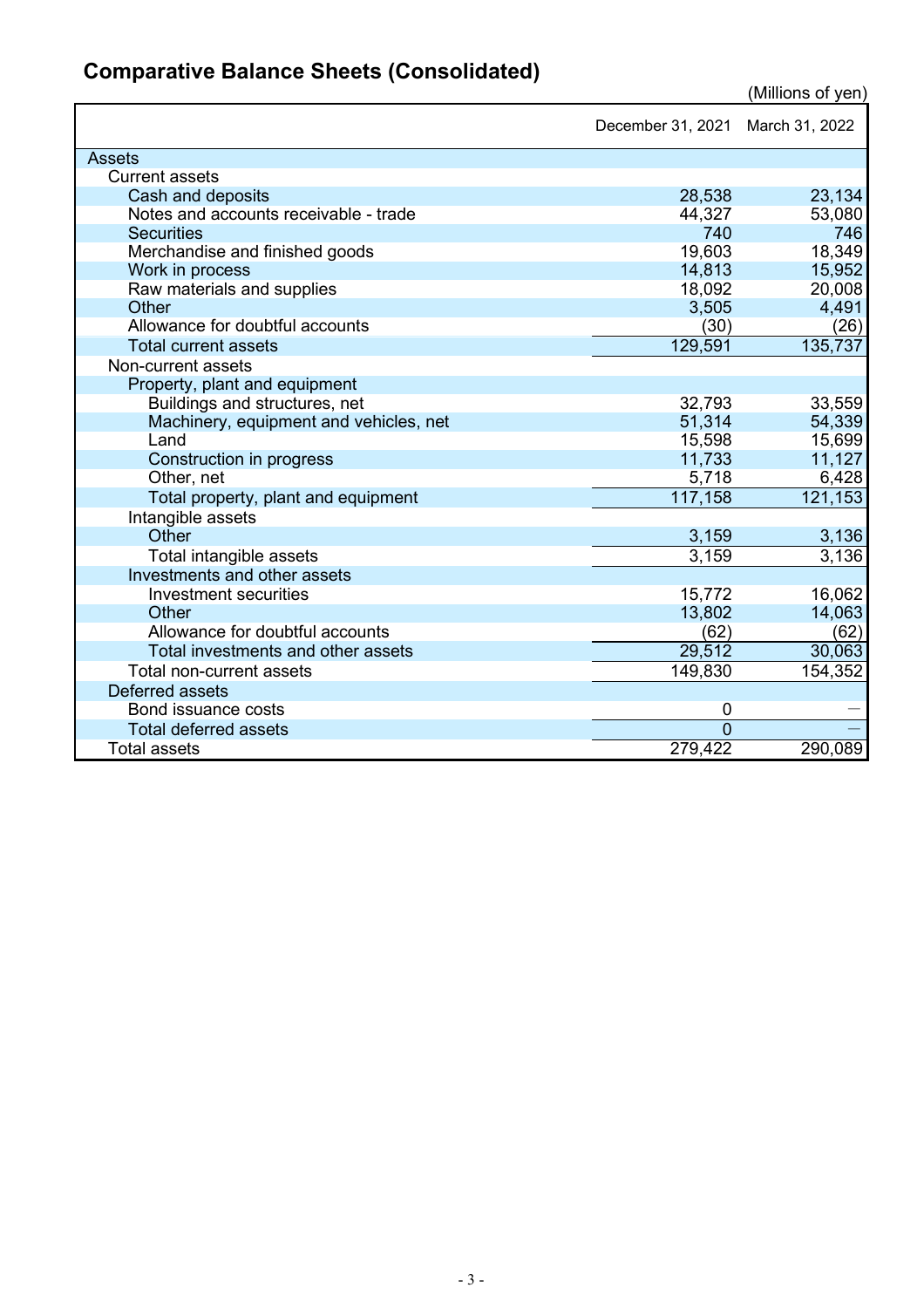## Comparative Balance Sheets (Consolidated)

(Millions of yen)

| | December 31, 2021 | March 31, 2022 |
|---|---|---|
| Assets | | |
| Current assets | | |
| Cash and deposits | 28,538 | 23,134 |
| Notes and accounts receivable - trade | 44,327 | 53,080 |
| Securities | 740 | 746 |
| Merchandise and finished goods | 19,603 | 18,349 |
| Work in process | 14,813 | 15,952 |
| Raw materials and supplies | 18,092 | 20,008 |
| Other | 3,505 | 4,491 |
| Allowance for doubtful accounts | (30) | (26) |
| Total current assets | 129,591 | 135,737 |
| Non-current assets | | |
| Property, plant and equipment | | |
| Buildings and structures, net | 32,793 | 33,559 |
| Machinery, equipment and vehicles, net | 51,314 | 54,339 |
| Land | 15,598 | 15,699 |
| Construction in progress | 11,733 | 11,127 |
| Other, net | 5,718 | 6,428 |
| Total property, plant and equipment | 117,158 | 121,153 |
| Intangible assets | | |
| Other | 3,159 | 3,136 |
| Total intangible assets | 3,159 | 3,136 |
| Investments and other assets | | |
| Investment securities | 15,772 | 16,062 |
| Other | 13,802 | 14,063 |
| Allowance for doubtful accounts | (62) | (62) |
| Total investments and other assets | 29,512 | 30,063 |
| Total non-current assets | 149,830 | 154,352 |
| Deferred assets | | |
| Bond issuance costs | 0 | － |
| Total deferred assets | 0 | － |
| Total assets | 279,422 | 290,089 |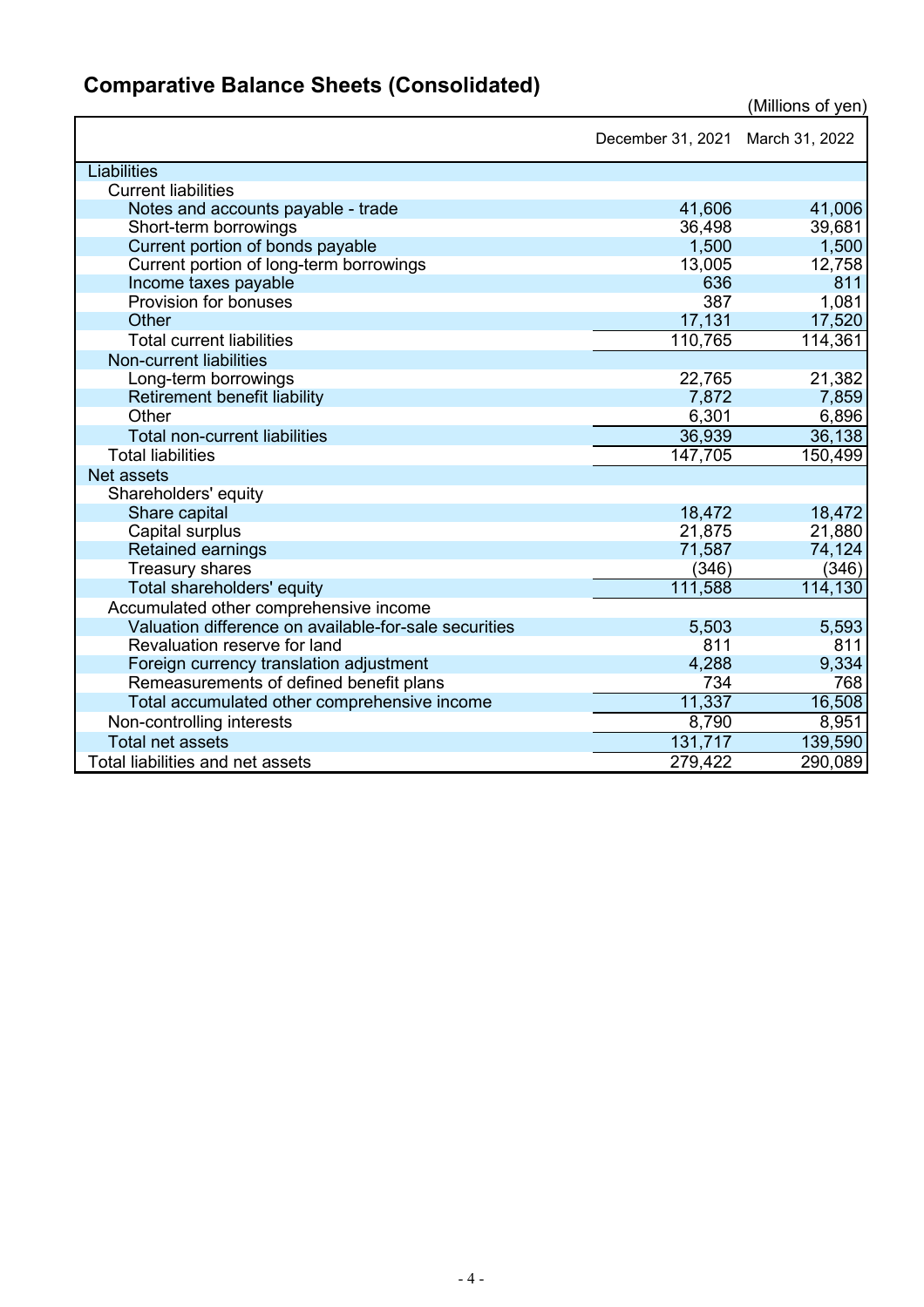## Comparative Balance Sheets (Consolidated)

(Millions of yen)

| | December 31, 2021 | March 31, 2022 |
|---|---|---|
| Liabilities | | |
| Current liabilities | | |
| Notes and accounts payable - trade | 41,606 | 41,006 |
| Short-term borrowings | 36,498 | 39,681 |
| Current portion of bonds payable | 1,500 | 1,500 |
| Current portion of long-term borrowings | 13,005 | 12,758 |
| Income taxes payable | 636 | 811 |
| Provision for bonuses | 387 | 1,081 |
| Other | 17,131 | 17,520 |
| Total current liabilities | 110,765 | 114,361 |
| Non-current liabilities | | |
| Long-term borrowings | 22,765 | 21,382 |
| Retirement benefit liability | 7,872 | 7,859 |
| Other | 6,301 | 6,896 |
| Total non-current liabilities | 36,939 | 36,138 |
| Total liabilities | 147,705 | 150,499 |
| Net assets | | |
| Shareholders' equity | | |
| Share capital | 18,472 | 18,472 |
| Capital surplus | 21,875 | 21,880 |
| Retained earnings | 71,587 | 74,124 |
| Treasury shares | (346) | (346) |
| Total shareholders' equity | 111,588 | 114,130 |
| Accumulated other comprehensive income | | |
| Valuation difference on available-for-sale securities | 5,503 | 5,593 |
| Revaluation reserve for land | 811 | 811 |
| Foreign currency translation adjustment | 4,288 | 9,334 |
| Remeasurements of defined benefit plans | 734 | 768 |
| Total accumulated other comprehensive income | 11,337 | 16,508 |
| Non-controlling interests | 8,790 | 8,951 |
| Total net assets | 131,717 | 139,590 |
| Total liabilities and net assets | 279,422 | 290,089 |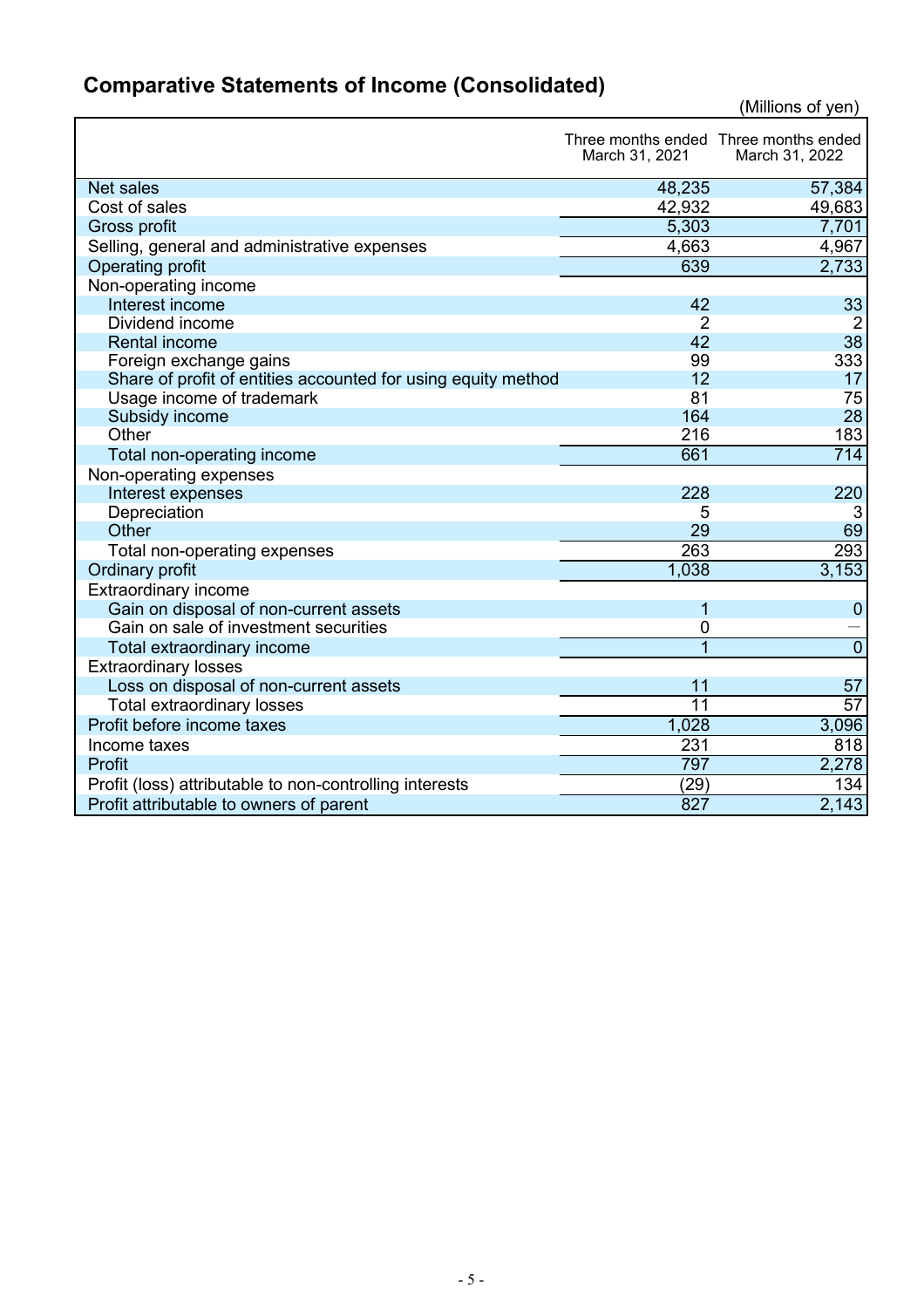## Comparative Statements of Income (Consolidated)

(Millions of yen)

| | Three months ended March 31, 2021 | Three months ended March 31, 2022 |
|---|---|---|
| Net sales | 48,235 | 57,384 |
| Cost of sales | 42,932 | 49,683 |
| Gross profit | 5,303 | 7,701 |
| Selling, general and administrative expenses | 4,663 | 4,967 |
| Operating profit | 639 | 2,733 |
| Non-operating income | | |
| Interest income | 42 | 33 |
| Dividend income | 2 | 2 |
| Rental income | 42 | 38 |
| Foreign exchange gains | 99 | 333 |
| Share of profit of entities accounted for using equity method | 12 | 17 |
| Usage income of trademark | 81 | 75 |
| Subsidy income | 164 | 28 |
| Other | 216 | 183 |
| Total non-operating income | 661 | 714 |
| Non-operating expenses | | |
| Interest expenses | 228 | 220 |
| Depreciation | 5 | 3 |
| Other | 29 | 69 |
| Total non-operating expenses | 263 | 293 |
| Ordinary profit | 1,038 | 3,153 |
| Extraordinary income | | |
| Gain on disposal of non-current assets | 1 | 0 |
| Gain on sale of investment securities | 0 | — |
| Total extraordinary income | 1 | 0 |
| Extraordinary losses | | |
| Loss on disposal of non-current assets | 11 | 57 |
| Total extraordinary losses | 11 | 57 |
| Profit before income taxes | 1,028 | 3,096 |
| Income taxes | 231 | 818 |
| Profit | 797 | 2,278 |
| Profit (loss) attributable to non-controlling interests | (29) | 134 |
| Profit attributable to owners of parent | 827 | 2,143 |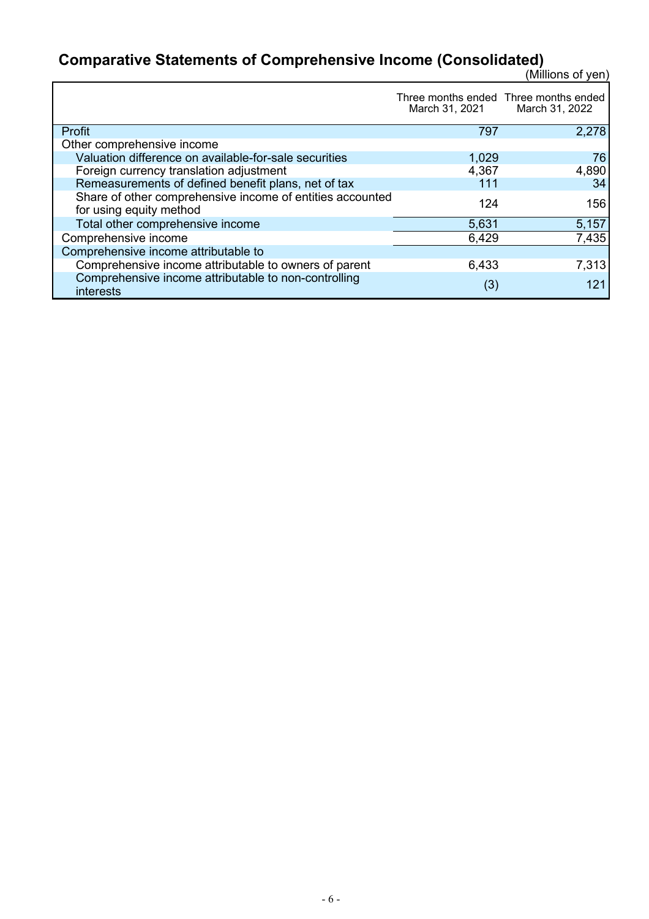## Comparative Statements of Comprehensive Income (Consolidated)

(Millions of yen)

| | Three months ended March 31, 2021 | Three months ended March 31, 2022 |
|---|---|---|
| Profit | 797 | 2,278 |
| Other comprehensive income | | |
| Valuation difference on available-for-sale securities | 1,029 | 76 |
| Foreign currency translation adjustment | 4,367 | 4,890 |
| Remeasurements of defined benefit plans, net of tax | 111 | 34 |
| Share of other comprehensive income of entities accounted for using equity method | 124 | 156 |
| Total other comprehensive income | 5,631 | 5,157 |
| Comprehensive income | 6,429 | 7,435 |
| Comprehensive income attributable to | | |
| Comprehensive income attributable to owners of parent | 6,433 | 7,313 |
| Comprehensive income attributable to non-controlling interests | (3) | 121 |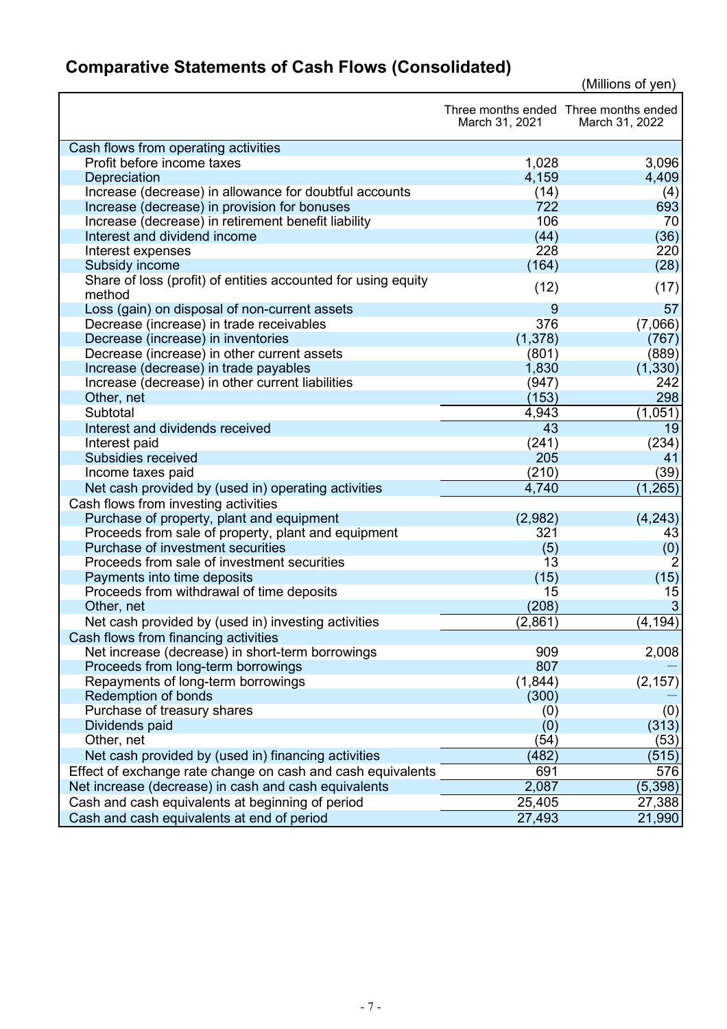## Comparative Statements of Cash Flows (Consolidated)

(Millions of yen)

| | Three months ended March 31, 2021 | Three months ended March 31, 2022 |
|---|---|---|
| Cash flows from operating activities | | |
| Profit before income taxes | 1,028 | 3,096 |
| Depreciation | 4,159 | 4,409 |
| Increase (decrease) in allowance for doubtful accounts | (14) | (4) |
| Increase (decrease) in provision for bonuses | 722 | 693 |
| Increase (decrease) in retirement benefit liability | 106 | 70 |
| Interest and dividend income | (44) | (36) |
| Interest expenses | 228 | 220 |
| Subsidy income | (164) | (28) |
| Share of loss (profit) of entities accounted for using equity method | (12) | (17) |
| Loss (gain) on disposal of non-current assets | 9 | 57 |
| Decrease (increase) in trade receivables | 376 | (7,066) |
| Decrease (increase) in inventories | (1,378) | (767) |
| Decrease (increase) in other current assets | (801) | (889) |
| Increase (decrease) in trade payables | 1,830 | (1,330) |
| Increase (decrease) in other current liabilities | (947) | 242 |
| Other, net | (153) | 298 |
| Subtotal | 4,943 | (1,051) |
| Interest and dividends received | 43 | 19 |
| Interest paid | (241) | (234) |
| Subsidies received | 205 | 41 |
| Income taxes paid | (210) | (39) |
| Net cash provided by (used in) operating activities | 4,740 | (1,265) |
| Cash flows from investing activities | | |
| Purchase of property, plant and equipment | (2,982) | (4,243) |
| Proceeds from sale of property, plant and equipment | 321 | 43 |
| Purchase of investment securities | (5) | (0) |
| Proceeds from sale of investment securities | 13 | 2 |
| Payments into time deposits | (15) | (15) |
| Proceeds from withdrawal of time deposits | 15 | 15 |
| Other, net | (208) | 3 |
| Net cash provided by (used in) investing activities | (2,861) | (4,194) |
| Cash flows from financing activities | | |
| Net increase (decrease) in short-term borrowings | 909 | 2,008 |
| Proceeds from long-term borrowings | 807 | — |
| Repayments of long-term borrowings | (1,844) | (2,157) |
| Redemption of bonds | (300) | — |
| Purchase of treasury shares | (0) | (0) |
| Dividends paid | (0) | (313) |
| Other, net | (54) | (53) |
| Net cash provided by (used in) financing activities | (482) | (515) |
| Effect of exchange rate change on cash and cash equivalents | 691 | 576 |
| Net increase (decrease) in cash and cash equivalents | 2,087 | (5,398) |
| Cash and cash equivalents at beginning of period | 25,405 | 27,388 |
| Cash and cash equivalents at end of period | 27,493 | 21,990 |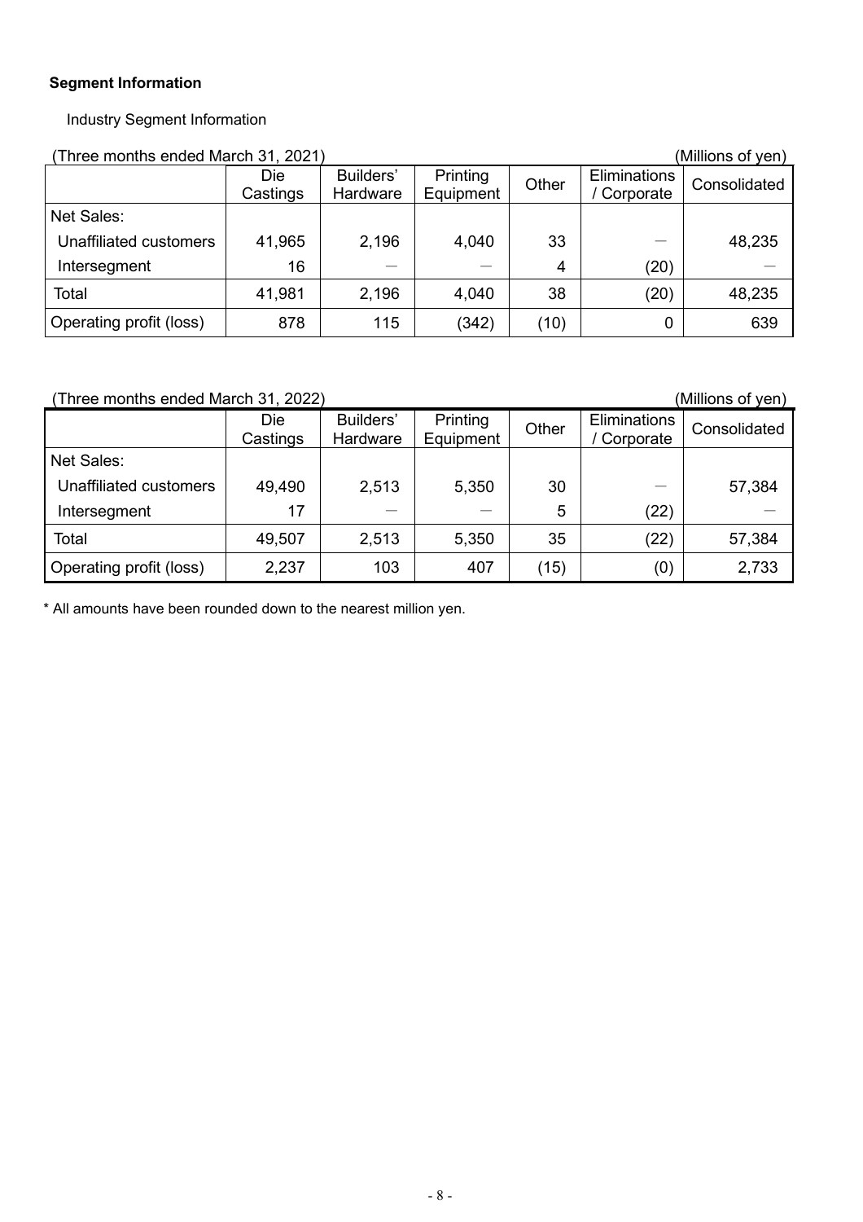**Segment Information**

Industry Segment Information

(Three months ended March 31, 2021) (Millions of yen)

| | Die Castings | Builders' Hardware | Printing Equipment | Other | Eliminations / Corporate | Consolidated |
|---|---|---|---|---|---|---|
| Net Sales: | | | | | | |
| Unaffiliated customers | 41,965 | 2,196 | 4,040 | 33 | — | 48,235 |
| Intersegment | 16 | — | — | 4 | (20) | — |
| Total | 41,981 | 2,196 | 4,040 | 38 | (20) | 48,235 |
| Operating profit (loss) | 878 | 115 | (342) | (10) | 0 | 639 |

(Three months ended March 31, 2022) (Millions of yen)

| | Die Castings | Builders' Hardware | Printing Equipment | Other | Eliminations / Corporate | Consolidated |
|---|---|---|---|---|---|---|
| Net Sales: | | | | | | |
| Unaffiliated customers | 49,490 | 2,513 | 5,350 | 30 | — | 57,384 |
| Intersegment | 17 | — | — | 5 | (22) | — |
| Total | 49,507 | 2,513 | 5,350 | 35 | (22) | 57,384 |
| Operating profit (loss) | 2,237 | 103 | 407 | (15) | (0) | 2,733 |

* All amounts have been rounded down to the nearest million yen.